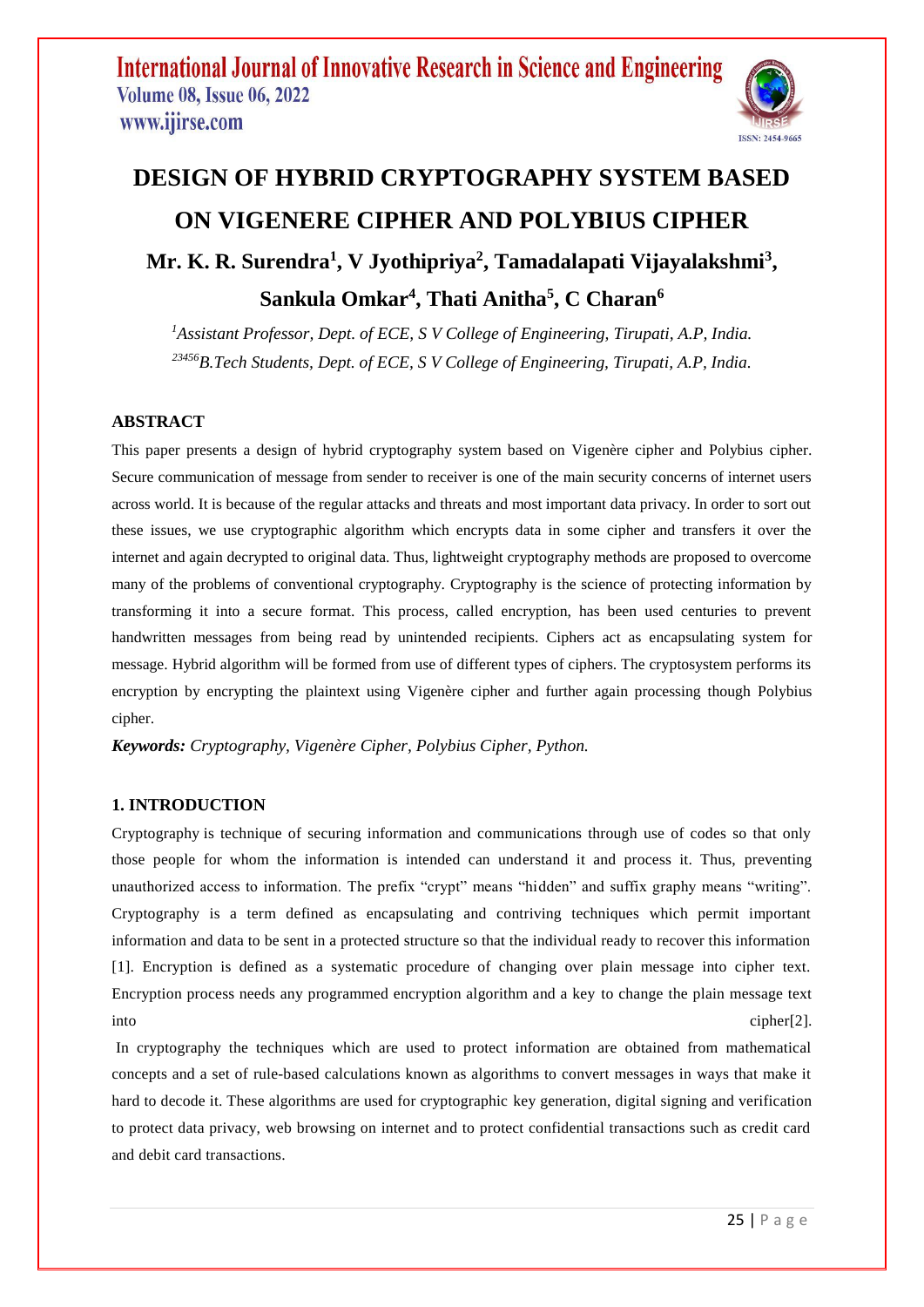# DESIGN OF HYBRID CRYPTOGRAPHY SYSTEM BASED ON VIGENERE CIPHER AND POLYBIUS CIPHER

**Mr. K. R. Surendra[1], V Jyothipriya[2], Tamadalapati Vijayalakshmi[3], Sankula Omkar[4], Thati Anitha[5], C Charan[6]**

*[1]Assistant Professor, Dept. of ECE, S V College of Engineering, Tirupati, A.P, India.*
*[23456]B.Tech Students, Dept. of ECE, S V College of Engineering, Tirupati, A.P, India.*

## ABSTRACT

This paper presents a design of hybrid cryptography system based on Vigenère cipher and Polybius cipher. Secure communication of message from sender to receiver is one of the main security concerns of internet users across world. It is because of the regular attacks and threats and most important data privacy. In order to sort out these issues, we use cryptographic algorithm which encrypts data in some cipher and transfers it over the internet and again decrypted to original data. Thus, lightweight cryptography methods are proposed to overcome many of the problems of conventional cryptography. Cryptography is the science of protecting information by transforming it into a secure format. This process, called encryption, has been used centuries to prevent handwritten messages from being read by unintended recipients. Ciphers act as encapsulating system for message. Hybrid algorithm will be formed from use of different types of ciphers. The cryptosystem performs its encryption by encrypting the plaintext using Vigenère cipher and further again processing though Polybius cipher.

***Keywords:*** *Cryptography, Vigenère Cipher, Polybius Cipher, Python.*

## 1. INTRODUCTION

Cryptography is technique of securing information and communications through use of codes so that only those people for whom the information is intended can understand it and process it. Thus, preventing unauthorized access to information. The prefix "crypt" means "hidden" and suffix graphy means "writing". Cryptography is a term defined as encapsulating and contriving techniques which permit important information and data to be sent in a protected structure so that the individual ready to recover this information [1]. Encryption is defined as a systematic procedure of changing over plain message into cipher text. Encryption process needs any programmed encryption algorithm and a key to change the plain message text into cipher[2].

In cryptography the techniques which are used to protect information are obtained from mathematical concepts and a set of rule-based calculations known as algorithms to convert messages in ways that make it hard to decode it. These algorithms are used for cryptographic key generation, digital signing and verification to protect data privacy, web browsing on internet and to protect confidential transactions such as credit card and debit card transactions.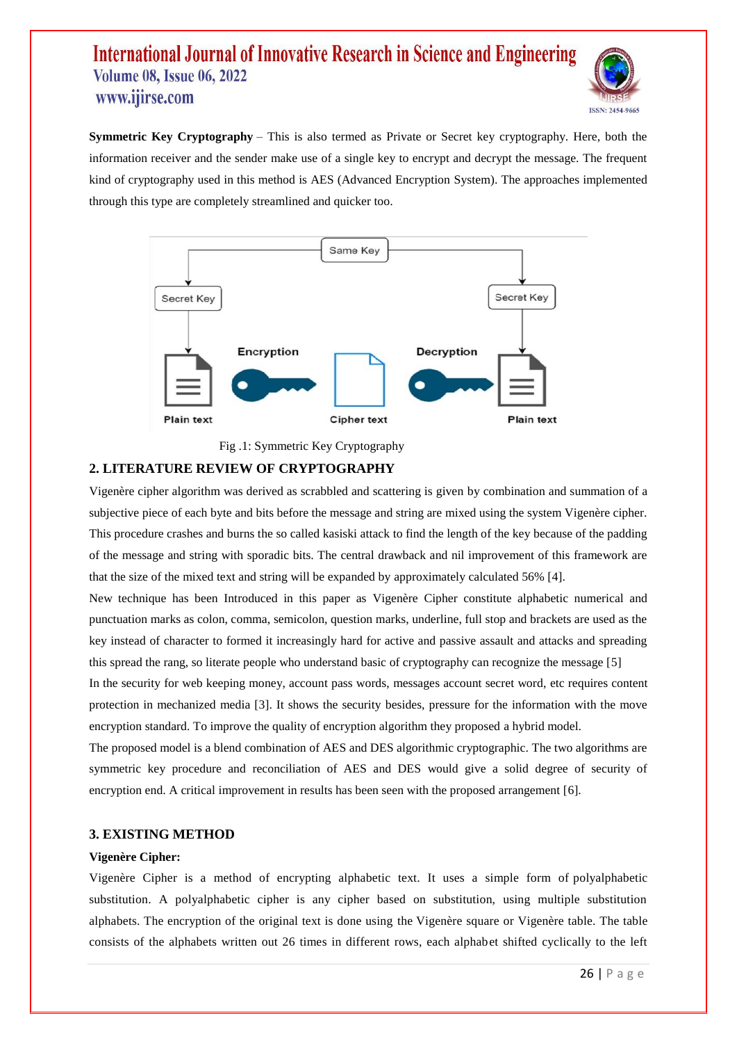**Symmetric Key Cryptography** – This is also termed as Private or Secret key cryptography. Here, both the information receiver and the sender make use of a single key to encrypt and decrypt the message. The frequent kind of cryptography used in this method is AES (Advanced Encryption System). The approaches implemented through this type are completely streamlined and quicker too.

Fig .1: Symmetric Key Cryptography

## 2. LITERATURE REVIEW OF CRYPTOGRAPHY

Vigenère cipher algorithm was derived as scrabbled and scattering is given by combination and summation of a subjective piece of each byte and bits before the message and string are mixed using the system Vigenère cipher. This procedure crashes and burns the so called kasiski attack to find the length of the key because of the padding of the message and string with sporadic bits. The central drawback and nil improvement of this framework are that the size of the mixed text and string will be expanded by approximately calculated 56% [4].

New technique has been Introduced in this paper as Vigenère Cipher constitute alphabetic numerical and punctuation marks as colon, comma, semicolon, question marks, underline, full stop and brackets are used as the key instead of character to formed it increasingly hard for active and passive assault and attacks and spreading this spread the rang, so literate people who understand basic of cryptography can recognize the message [5]

In the security for web keeping money, account pass words, messages account secret word, etc requires content protection in mechanized media [3]. It shows the security besides, pressure for the information with the move encryption standard. To improve the quality of encryption algorithm they proposed a hybrid model.

The proposed model is a blend combination of AES and DES algorithmic cryptographic. The two algorithms are symmetric key procedure and reconciliation of AES and DES would give a solid degree of security of encryption end. A critical improvement in results has been seen with the proposed arrangement [6].

## 3. EXISTING METHOD

**Vigenère Cipher:**

Vigenère Cipher is a method of encrypting alphabetic text. It uses a simple form of polyalphabetic substitution. A polyalphabetic cipher is any cipher based on substitution, using multiple substitution alphabets. The encryption of the original text is done using the Vigenère square or Vigenère table. The table consists of the alphabets written out 26 times in different rows, each alphabet shifted cyclically to the left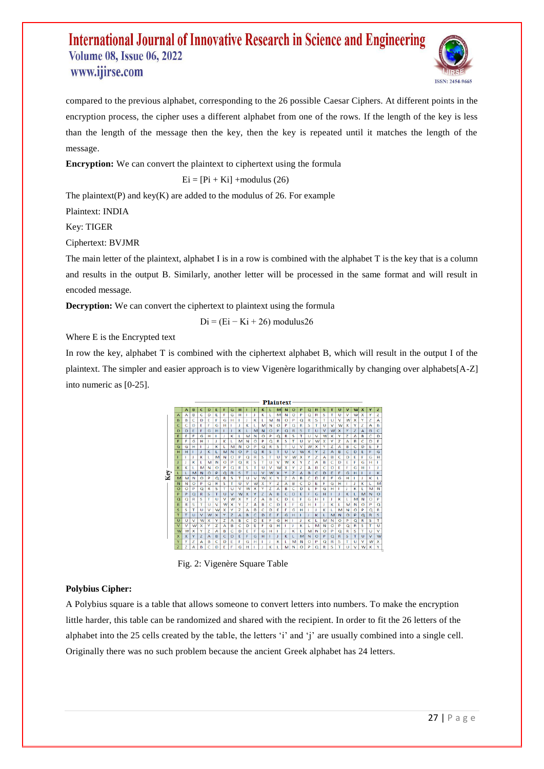compared to the previous alphabet, corresponding to the 26 possible Caesar Ciphers. At different points in the encryption process, the cipher uses a different alphabet from one of the rows. If the length of the key is less than the length of the message then the key, then the key is repeated until it matches the length of the message.

**Encryption:** We can convert the plaintext to ciphertext using the formula

$$E_i = [P_i + K_i] + \text{modulus}\ (26)$$

The plaintext(P) and key(K) are added to the modulus of 26. For example

Plaintext: INDIA

Key: TIGER

Ciphertext: BVJMR

The main letter of the plaintext, alphabet I is in a row is combined with the alphabet T is the key that is a column and results in the output B. Similarly, another letter will be processed in the same format and will result in encoded message.

**Decryption:** We can convert the ciphertext to plaintext using the formula

$$D_i = (E_i - K_i + 26)\ \text{modulus}26$$

Where E is the Encrypted text

In row the key, alphabet T is combined with the ciphertext alphabet B, which will result in the output I of the plaintext. The simpler and easier approach is to view Vigenère logarithmically by changing over alphabets[A-Z] into numeric as [0-25].

| Key \ Plaintext | A | B | C | D | E | F | G | H | I | J | K | L | M | N | O | P | Q | R | S | T | U | V | W | X | Y | Z |
|---|---|---|---|---|---|---|---|---|---|---|---|---|---|---|---|---|---|---|---|---|---|---|---|---|---|---|
| A | A | B | C | D | E | F | G | H | I | J | K | L | M | N | O | P | Q | R | S | T | U | V | W | X | Y | Z |
| B | B | C | D | E | F | G | H | I | J | K | L | M | N | O | P | Q | R | S | T | U | V | W | X | Y | Z | A |
| C | C | D | E | F | G | H | I | J | K | L | M | N | O | P | Q | R | S | T | U | V | W | X | Y | Z | A | B |
| D | D | E | F | G | H | I | J | K | L | M | N | O | P | Q | R | S | T | U | V | W | X | Y | Z | A | B | C |
| E | E | F | G | H | I | J | K | L | M | N | O | P | Q | R | S | T | U | V | W | X | Y | Z | A | B | C | D |
| F | F | G | H | I | J | K | L | M | N | O | P | Q | R | S | T | U | V | W | X | Y | Z | A | B | C | D | E |
| G | G | H | I | J | K | L | M | N | O | P | Q | R | S | T | U | V | W | X | Y | Z | A | B | C | D | E | F |
| H | H | I | J | K | L | M | N | O | P | Q | R | S | T | U | V | W | X | Y | Z | A | B | C | D | E | F | G |
| I | I | J | K | L | M | N | O | P | Q | R | S | T | U | V | W | X | Y | Z | A | B | C | D | E | F | G | H |
| J | J | K | L | M | N | O | P | Q | R | S | T | U | V | W | X | Y | Z | A | B | C | D | E | F | G | H | I |
| K | K | L | M | N | O | P | Q | R | S | T | U | V | W | X | Y | Z | A | B | C | D | E | F | G | H | I | J |
| L | L | M | N | O | P | Q | R | S | T | U | V | W | X | Y | Z | A | B | C | D | E | F | G | H | I | J | K |
| M | M | N | O | P | Q | R | S | T | U | V | W | X | Y | Z | A | B | C | D | E | F | G | H | I | J | K | L |
| N | N | O | P | Q | R | S | T | U | V | W | X | Y | Z | A | B | C | D | E | F | G | H | I | J | K | L | M |
| O | O | P | Q | R | S | T | U | V | W | X | Y | Z | A | B | C | D | E | F | G | H | I | J | K | L | M | N |
| P | P | Q | R | S | T | U | V | W | X | Y | Z | A | B | C | D | E | F | G | H | I | J | K | L | M | N | O |
| Q | Q | R | S | T | U | V | W | X | Y | Z | A | B | C | D | E | F | G | H | I | J | K | L | M | N | O | P |
| R | R | S | T | U | V | W | X | Y | Z | A | B | C | D | E | F | G | H | I | J | K | L | M | N | O | P | Q |
| S | S | T | U | V | W | X | Y | Z | A | B | C | D | E | F | G | H | I | J | K | L | M | N | O | P | Q | R |
| T | T | U | V | W | X | Y | Z | A | B | C | D | E | F | G | H | I | J | K | L | M | N | O | P | Q | R | S |
| U | U | V | W | X | Y | Z | A | B | C | D | E | F | G | H | I | J | K | L | M | N | O | P | Q | R | S | T |
| V | V | W | X | Y | Z | A | B | C | D | E | F | G | H | I | J | K | L | M | N | O | P | Q | R | S | T | U |
| W | W | X | Y | Z | A | B | C | D | E | F | G | H | I | J | K | L | M | N | O | P | Q | R | S | T | U | V |
| X | X | Y | Z | A | B | C | D | E | F | G | H | I | J | K | L | M | N | O | P | Q | R | S | T | U | V | W |
| Y | Y | Z | A | B | C | D | E | F | G | H | I | J | K | L | M | N | O | P | Q | R | S | T | U | V | W | X |
| Z | Z | A | B | C | D | E | F | G | H | I | J | K | L | M | N | O | P | Q | R | S | T | U | V | W | X | Y |

Fig. 2: Vigenère Square Table

**Polybius Cipher:**

A Polybius square is a table that allows someone to convert letters into numbers. To make the encryption little harder, this table can be randomized and shared with the recipient. In order to fit the 26 letters of the alphabet into the 25 cells created by the table, the letters 'i' and 'j' are usually combined into a single cell. Originally there was no such problem because the ancient Greek alphabet has 24 letters.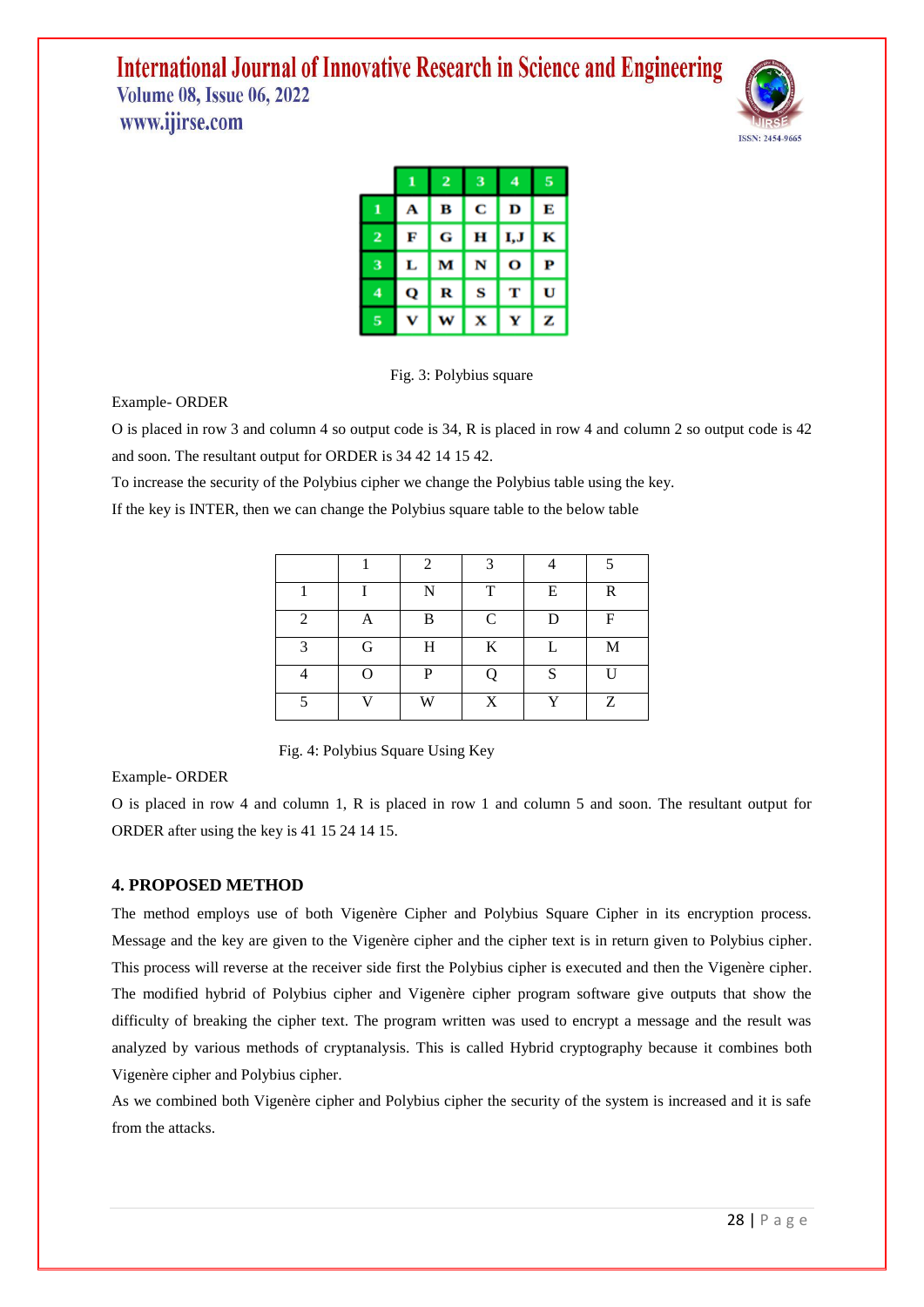|  | 1 | 2 | 3 | 4 | 5 |
|---|---|---|---|---|---|
| 1 | A | B | C | D | E |
| 2 | F | G | H | I,J | K |
| 3 | L | M | N | O | P |
| 4 | Q | R | S | T | U |
| 5 | V | W | X | Y | Z |

Fig. 3: Polybius square

Example- ORDER

O is placed in row 3 and column 4 so output code is 34, R is placed in row 4 and column 2 so output code is 42 and soon. The resultant output for ORDER is 34 42 14 15 42.

To increase the security of the Polybius cipher we change the Polybius table using the key.

If the key is INTER, then we can change the Polybius square table to the below table

|  | 1 | 2 | 3 | 4 | 5 |
|---|---|---|---|---|---|
| 1 | I | N | T | E | R |
| 2 | A | B | C | D | F |
| 3 | G | H | K | L | M |
| 4 | O | P | Q | S | U |
| 5 | V | W | X | Y | Z |

Fig. 4: Polybius Square Using Key

Example- ORDER

O is placed in row 4 and column 1, R is placed in row 1 and column 5 and soon. The resultant output for ORDER after using the key is 41 15 24 14 15.

## 4. PROPOSED METHOD

The method employs use of both Vigenère Cipher and Polybius Square Cipher in its encryption process. Message and the key are given to the Vigenère cipher and the cipher text is in return given to Polybius cipher. This process will reverse at the receiver side first the Polybius cipher is executed and then the Vigenère cipher. The modified hybrid of Polybius cipher and Vigenère cipher program software give outputs that show the difficulty of breaking the cipher text. The program written was used to encrypt a message and the result was analyzed by various methods of cryptanalysis. This is called Hybrid cryptography because it combines both Vigenère cipher and Polybius cipher.

As we combined both Vigenère cipher and Polybius cipher the security of the system is increased and it is safe from the attacks.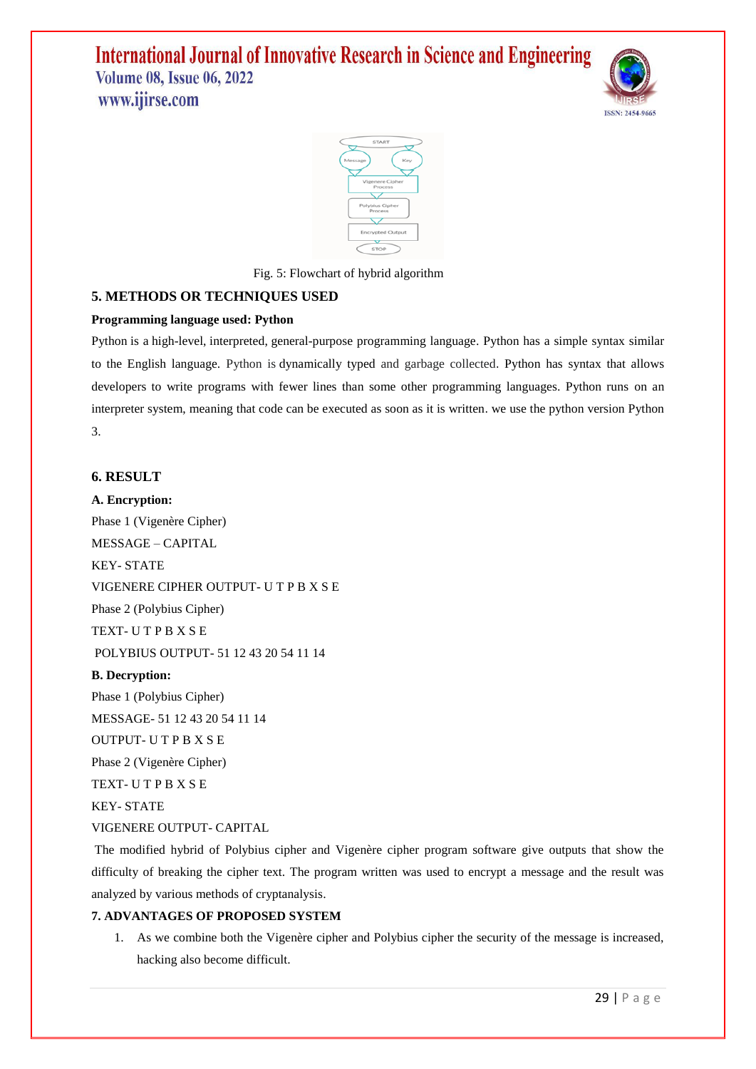Fig. 5: Flowchart of hybrid algorithm

## 5. METHODS OR TECHNIQUES USED

**Programming language used: Python**

Python is a high-level, interpreted, general-purpose programming language. Python has a simple syntax similar to the English language. Python is dynamically typed and garbage collected. Python has syntax that allows developers to write programs with fewer lines than some other programming languages. Python runs on an interpreter system, meaning that code can be executed as soon as it is written. we use the python version Python 3.

## 6. RESULT

**A. Encryption:**

Phase 1 (Vigenère Cipher)

MESSAGE – CAPITAL

KEY- STATE

VIGENERE CIPHER OUTPUT- U T P B X S E

Phase 2 (Polybius Cipher)

TEXT- U T P B X S E

POLYBIUS OUTPUT- 51 12 43 20 54 11 14

**B. Decryption:**

Phase 1 (Polybius Cipher)

MESSAGE- 51 12 43 20 54 11 14

OUTPUT- U T P B X S E

Phase 2 (Vigenère Cipher)

TEXT- U T P B X S E

KEY- STATE

VIGENERE OUTPUT- CAPITAL

The modified hybrid of Polybius cipher and Vigenère cipher program software give outputs that show the difficulty of breaking the cipher text. The program written was used to encrypt a message and the result was analyzed by various methods of cryptanalysis.

## 7. ADVANTAGES OF PROPOSED SYSTEM

1. As we combine both the Vigenère cipher and Polybius cipher the security of the message is increased, hacking also become difficult.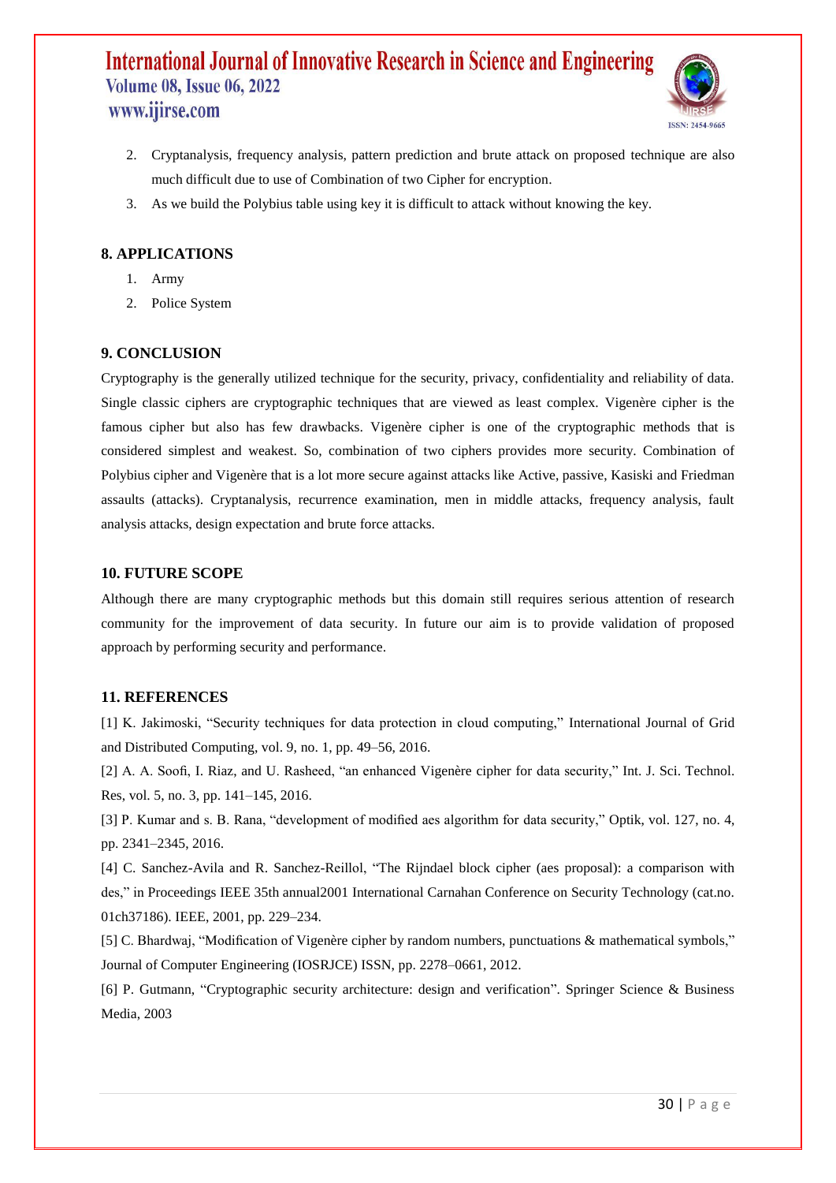2. Cryptanalysis, frequency analysis, pattern prediction and brute attack on proposed technique are also much difficult due to use of Combination of two Cipher for encryption.
3. As we build the Polybius table using key it is difficult to attack without knowing the key.

## 8. APPLICATIONS

1. Army
2. Police System

## 9. CONCLUSION

Cryptography is the generally utilized technique for the security, privacy, confidentiality and reliability of data. Single classic ciphers are cryptographic techniques that are viewed as least complex. Vigenère cipher is the famous cipher but also has few drawbacks. Vigenère cipher is one of the cryptographic methods that is considered simplest and weakest. So, combination of two ciphers provides more security. Combination of Polybius cipher and Vigenère that is a lot more secure against attacks like Active, passive, Kasiski and Friedman assaults (attacks). Cryptanalysis, recurrence examination, men in middle attacks, frequency analysis, fault analysis attacks, design expectation and brute force attacks.

## 10. FUTURE SCOPE

Although there are many cryptographic methods but this domain still requires serious attention of research community for the improvement of data security. In future our aim is to provide validation of proposed approach by performing security and performance.

## 11. REFERENCES

[1] K. Jakimoski, "Security techniques for data protection in cloud computing," International Journal of Grid and Distributed Computing, vol. 9, no. 1, pp. 49–56, 2016.

[2] A. A. Soofi, I. Riaz, and U. Rasheed, "an enhanced Vigenère cipher for data security," Int. J. Sci. Technol. Res, vol. 5, no. 3, pp. 141–145, 2016.

[3] P. Kumar and s. B. Rana, "development of modified aes algorithm for data security," Optik, vol. 127, no. 4, pp. 2341–2345, 2016.

[4] C. Sanchez-Avila and R. Sanchez-Reillol, "The Rijndael block cipher (aes proposal): a comparison with des," in Proceedings IEEE 35th annual2001 International Carnahan Conference on Security Technology (cat.no. 01ch37186). IEEE, 2001, pp. 229–234.

[5] C. Bhardwaj, "Modification of Vigenère cipher by random numbers, punctuations & mathematical symbols," Journal of Computer Engineering (IOSRJCE) ISSN, pp. 2278–0661, 2012.

[6] P. Gutmann, "Cryptographic security architecture: design and verification". Springer Science & Business Media, 2003